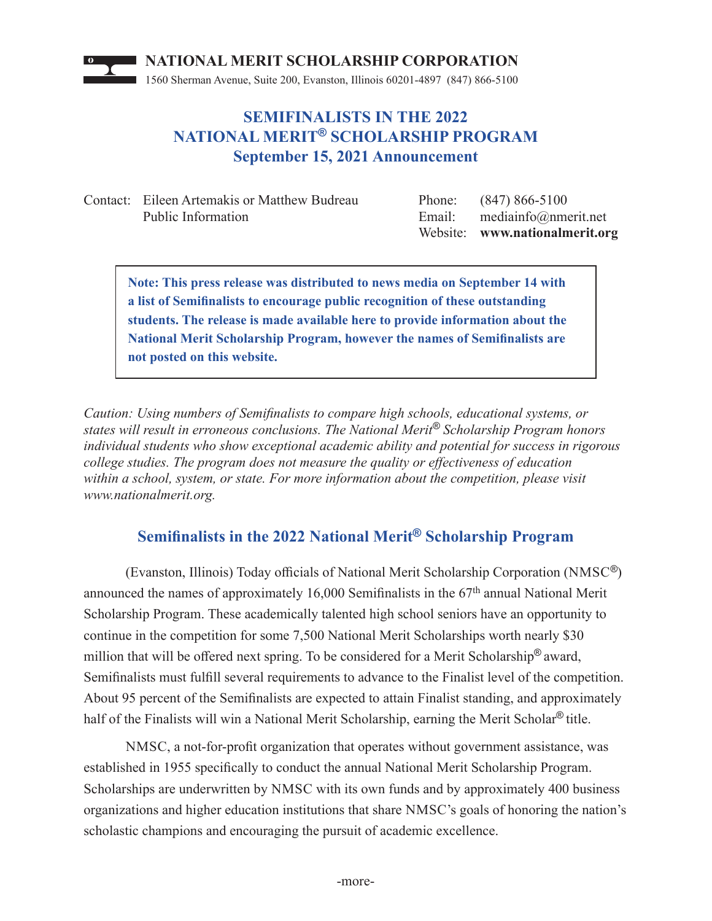**NATIONAL MERIT SCHOLARSHIP CORPORATION**
1560 Sherman Avenue, Suite 200, Evanston, Illinois 60201-4897 (847) 866-5100

# SEMIFINALISTS IN THE 2022 NATIONAL MERIT® SCHOLARSHIP PROGRAM
## September 15, 2021 Announcement

Contact: Eileen Artemakis or Matthew Budreau
Public Information

Phone: (847) 866-5100
Email: mediainfo@nmerit.net
Website: **www.nationalmerit.org**

> **Note: This press release was distributed to news media on September 14 with a list of Semifinalists to encourage public recognition of these outstanding students. The release is made available here to provide information about the National Merit Scholarship Program, however the names of Semifinalists are not posted on this website.**

*Caution: Using numbers of Semifinalists to compare high schools, educational systems, or states will result in erroneous conclusions. The National Merit® Scholarship Program honors individual students who show exceptional academic ability and potential for success in rigorous college studies. The program does not measure the quality or effectiveness of education within a school, system, or state. For more information about the competition, please visit www.nationalmerit.org.*

## Semifinalists in the 2022 National Merit® Scholarship Program

(Evanston, Illinois) Today officials of National Merit Scholarship Corporation (NMSC®) announced the names of approximately 16,000 Semifinalists in the 67th annual National Merit Scholarship Program. These academically talented high school seniors have an opportunity to continue in the competition for some 7,500 National Merit Scholarships worth nearly $30 million that will be offered next spring. To be considered for a Merit Scholarship® award, Semifinalists must fulfill several requirements to advance to the Finalist level of the competition. About 95 percent of the Semifinalists are expected to attain Finalist standing, and approximately half of the Finalists will win a National Merit Scholarship, earning the Merit Scholar® title.

NMSC, a not-for-profit organization that operates without government assistance, was established in 1955 specifically to conduct the annual National Merit Scholarship Program. Scholarships are underwritten by NMSC with its own funds and by approximately 400 business organizations and higher education institutions that share NMSC's goals of honoring the nation's scholastic champions and encouraging the pursuit of academic excellence.

-more-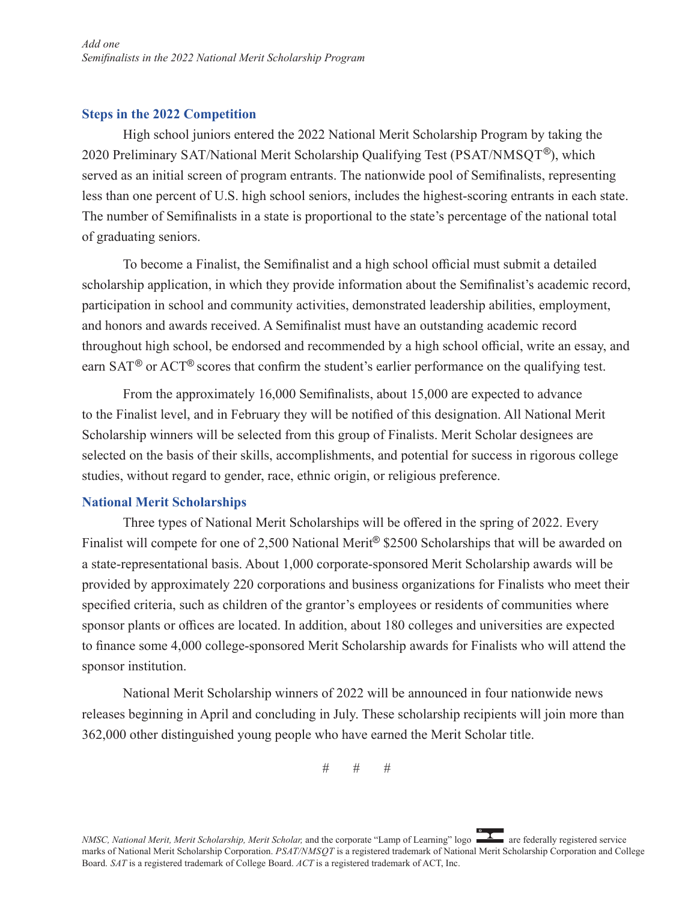## Steps in the 2022 Competition

High school juniors entered the 2022 National Merit Scholarship Program by taking the 2020 Preliminary SAT/National Merit Scholarship Qualifying Test (PSAT/NMSQT®), which served as an initial screen of program entrants. The nationwide pool of Semifinalists, representing less than one percent of U.S. high school seniors, includes the highest-scoring entrants in each state. The number of Semifinalists in a state is proportional to the state's percentage of the national total of graduating seniors.

To become a Finalist, the Semifinalist and a high school official must submit a detailed scholarship application, in which they provide information about the Semifinalist's academic record, participation in school and community activities, demonstrated leadership abilities, employment, and honors and awards received. A Semifinalist must have an outstanding academic record throughout high school, be endorsed and recommended by a high school official, write an essay, and earn SAT® or ACT® scores that confirm the student's earlier performance on the qualifying test.

From the approximately 16,000 Semifinalists, about 15,000 are expected to advance to the Finalist level, and in February they will be notified of this designation. All National Merit Scholarship winners will be selected from this group of Finalists. Merit Scholar designees are selected on the basis of their skills, accomplishments, and potential for success in rigorous college studies, without regard to gender, race, ethnic origin, or religious preference.

## National Merit Scholarships

Three types of National Merit Scholarships will be offered in the spring of 2022. Every Finalist will compete for one of 2,500 National Merit® $2500 Scholarships that will be awarded on a state-representational basis. About 1,000 corporate-sponsored Merit Scholarship awards will be provided by approximately 220 corporations and business organizations for Finalists who meet their specified criteria, such as children of the grantor's employees or residents of communities where sponsor plants or offices are located. In addition, about 180 colleges and universities are expected to finance some 4,000 college-sponsored Merit Scholarship awards for Finalists who will attend the sponsor institution.

National Merit Scholarship winners of 2022 will be announced in four nationwide news releases beginning in April and concluding in July. These scholarship recipients will join more than 362,000 other distinguished young people who have earned the Merit Scholar title.

# # #

*NMSC, National Merit, Merit Scholarship, Merit Scholar,* and the corporate "Lamp of Learning" logo are federally registered service marks of National Merit Scholarship Corporation. *PSAT/NMSQT* is a registered trademark of National Merit Scholarship Corporation and College Board. *SAT* is a registered trademark of College Board. *ACT* is a registered trademark of ACT, Inc.